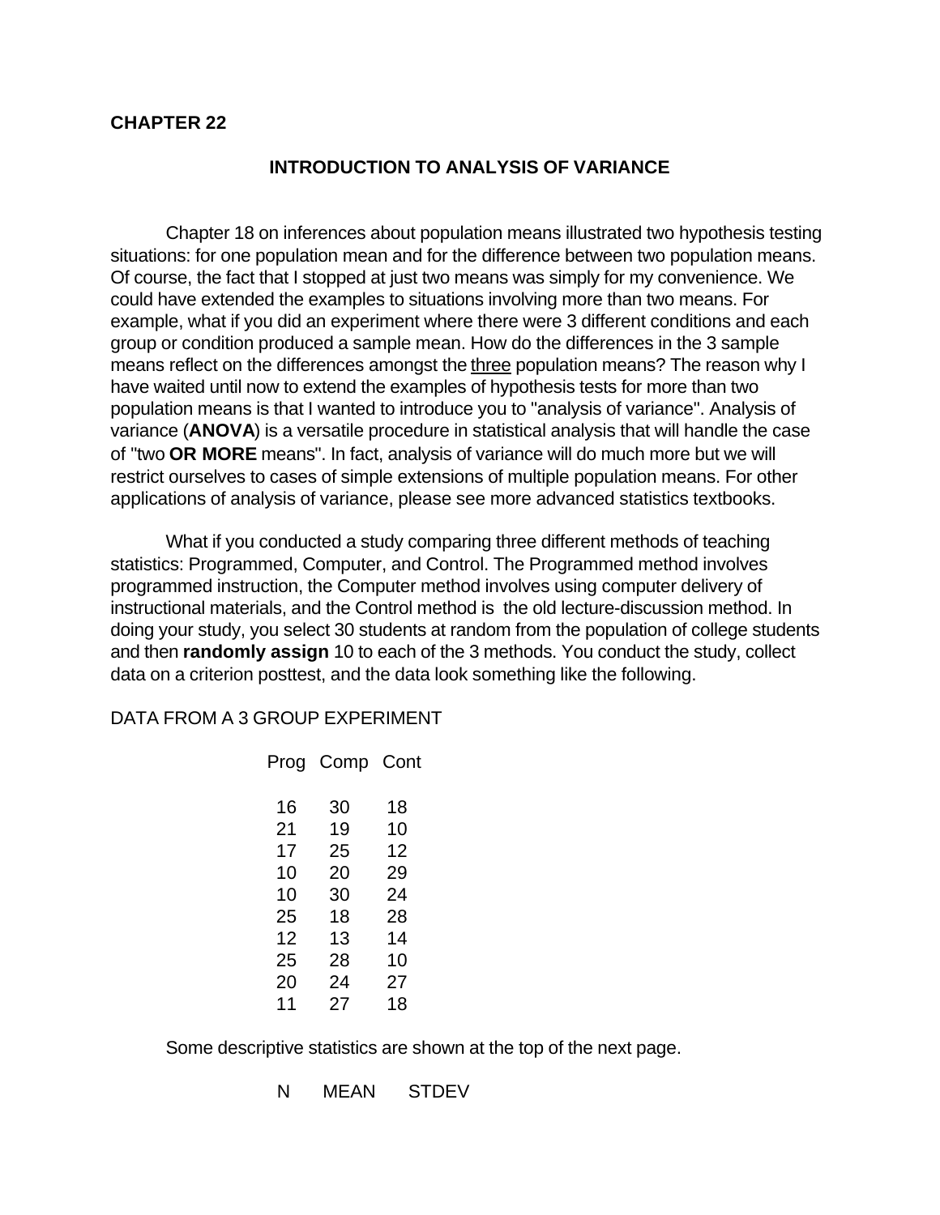**CHAPTER 22**

## INTRODUCTION TO ANALYSIS OF VARIANCE

Chapter 18 on inferences about population means illustrated two hypothesis testing situations: for one population mean and for the difference between two population means. Of course, the fact that I stopped at just two means was simply for my convenience. We could have extended the examples to situations involving more than two means. For example, what if you did an experiment where there were 3 different conditions and each group or condition produced a sample mean. How do the differences in the 3 sample means reflect on the differences amongst the three population means? The reason why I have waited until now to extend the examples of hypothesis tests for more than two population means is that I wanted to introduce you to "analysis of variance". Analysis of variance (**ANOVA**) is a versatile procedure in statistical analysis that will handle the case of "two **OR MORE** means". In fact, analysis of variance will do much more but we will restrict ourselves to cases of simple extensions of multiple population means. For other applications of analysis of variance, please see more advanced statistics textbooks.

What if you conducted a study comparing three different methods of teaching statistics: Programmed, Computer, and Control. The Programmed method involves programmed instruction, the Computer method involves using computer delivery of instructional materials, and the Control method is the old lecture-discussion method. In doing your study, you select 30 students at random from the population of college students and then **randomly assign** 10 to each of the 3 methods. You conduct the study, collect data on a criterion posttest, and the data look something like the following.

DATA FROM A 3 GROUP EXPERIMENT

| Prog | Comp | Cont |
|---|---|---|
| 16 | 30 | 18 |
| 21 | 19 | 10 |
| 17 | 25 | 12 |
| 10 | 20 | 29 |
| 10 | 30 | 24 |
| 25 | 18 | 28 |
| 12 | 13 | 14 |
| 25 | 28 | 10 |
| 20 | 24 | 27 |
| 11 | 27 | 18 |

Some descriptive statistics are shown at the top of the next page.

N MEAN STDEV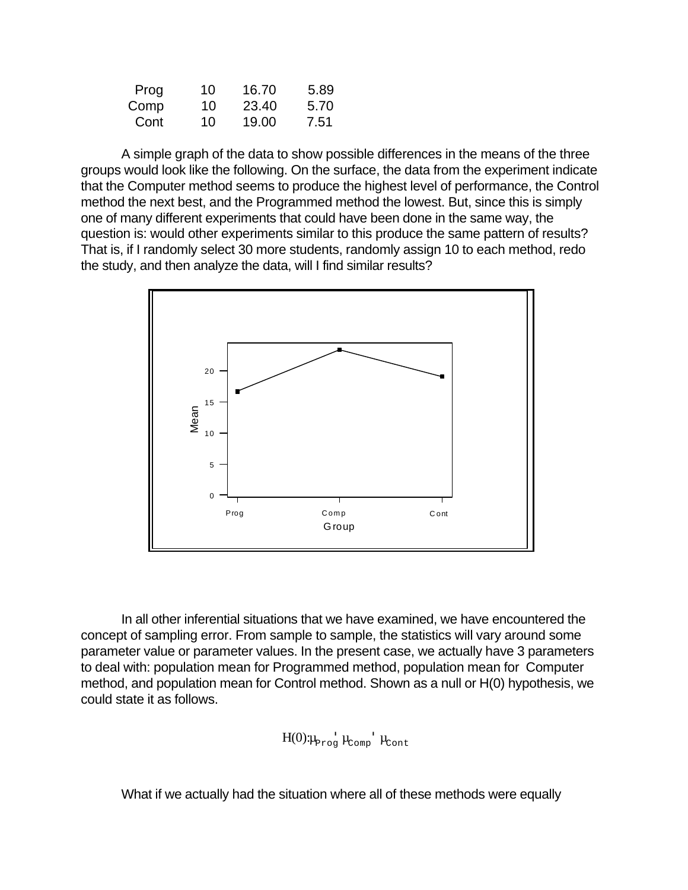| Prog | 10 | 16.70 | 5.89 |
|---|---|---|---|
| Comp | 10 | 23.40 | 5.70 |
| Cont | 10 | 19.00 | 7.51 |

A simple graph of the data to show possible differences in the means of the three groups would look like the following. On the surface, the data from the experiment indicate that the Computer method seems to produce the highest level of performance, the Control method the next best, and the Programmed method the lowest. But, since this is simply one of many different experiments that could have been done in the same way, the question is: would other experiments similar to this produce the same pattern of results? That is, if I randomly select 30 more students, randomly assign 10 to each method, redo the study, and then analyze the data, will I find similar results?

In all other inferential situations that we have examined, we have encountered the concept of sampling error. From sample to sample, the statistics will vary around some parameter value or parameter values. In the present case, we actually have 3 parameters to deal with: population mean for Programmed method, population mean for Computer method, and population mean for Control method. Shown as a null or H(0) hypothesis, we could state it as follows.

$$H(0): \mu_{Prog} = \mu_{Comp} = \mu_{Cont}$$

What if we actually had the situation where all of these methods were equally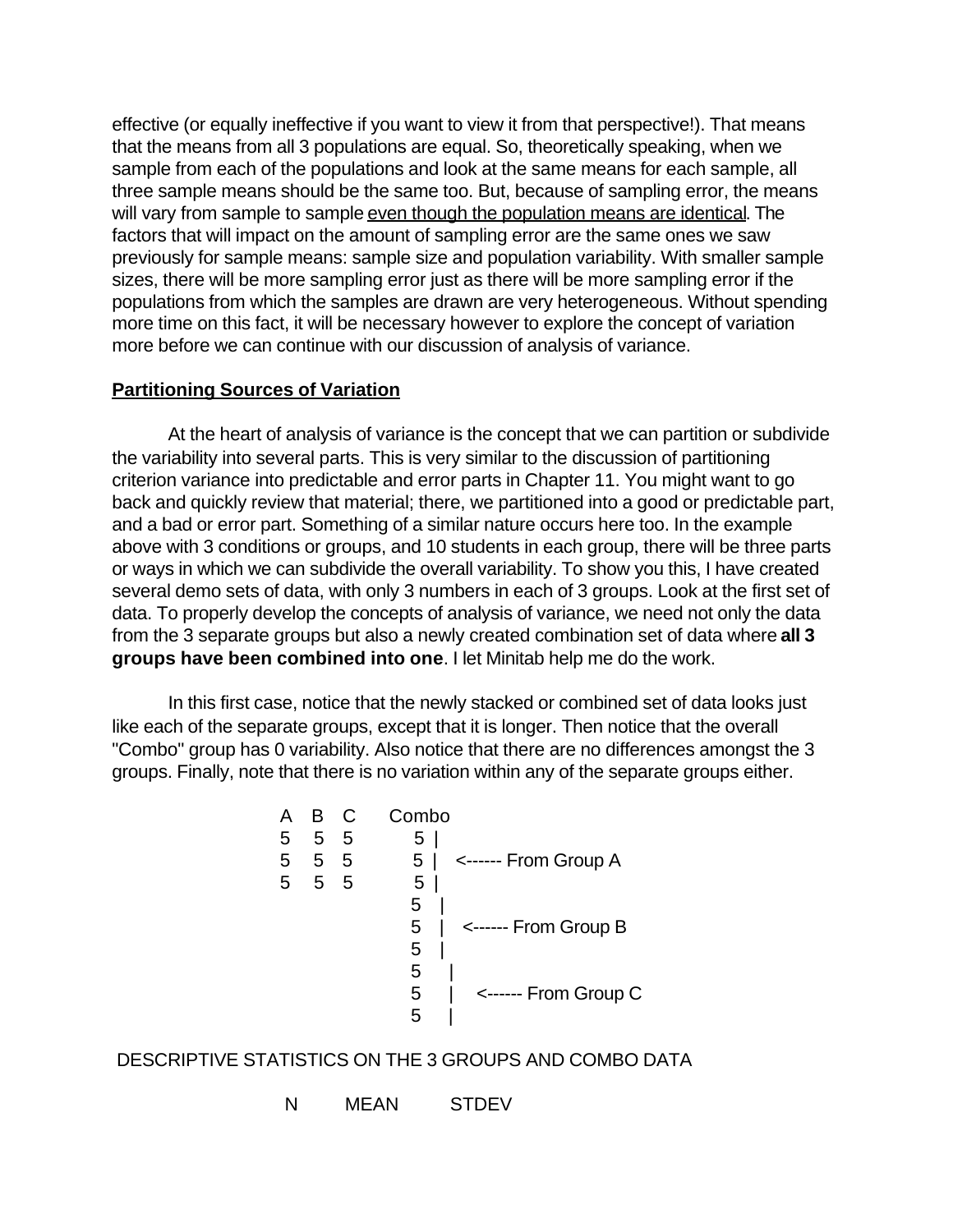effective (or equally ineffective if you want to view it from that perspective!). That means that the means from all 3 populations are equal. So, theoretically speaking, when we sample from each of the populations and look at the same means for each sample, all three sample means should be the same too. But, because of sampling error, the means will vary from sample to sample <u>even though the population means are identical</u>. The factors that will impact on the amount of sampling error are the same ones we saw previously for sample means: sample size and population variability. With smaller sample sizes, there will be more sampling error just as there will be more sampling error if the populations from which the samples are drawn are very heterogeneous. Without spending more time on this fact, it will be necessary however to explore the concept of variation more before we can continue with our discussion of analysis of variance.

## Partitioning Sources of Variation

At the heart of analysis of variance is the concept that we can partition or subdivide the variability into several parts. This is very similar to the discussion of partitioning criterion variance into predictable and error parts in Chapter 11. You might want to go back and quickly review that material; there, we partitioned into a good or predictable part, and a bad or error part. Something of a similar nature occurs here too. In the example above with 3 conditions or groups, and 10 students in each group, there will be three parts or ways in which we can subdivide the overall variability. To show you this, I have created several demo sets of data, with only 3 numbers in each of 3 groups. Look at the first set of data. To properly develop the concepts of analysis of variance, we need not only the data from the 3 separate groups but also a newly created combination set of data where **all 3 groups have been combined into one**. I let Minitab help me do the work.

In this first case, notice that the newly stacked or combined set of data looks just like each of the separate groups, except that it is longer. Then notice that the overall "Combo" group has 0 variability. Also notice that there are no differences amongst the 3 groups. Finally, note that there is no variation within any of the separate groups either.

```
A   B   C      Combo
5   5   5        5  |
5   5   5        5  |   <------ From Group A
5   5   5        5  |
                 5   |
                 5   |   <------ From Group B
                 5   |
                 5    |
                 5    |   <------ From Group C
                 5    |
```

DESCRIPTIVE STATISTICS ON THE 3 GROUPS AND COMBO DATA

```
N        MEAN        STDEV
```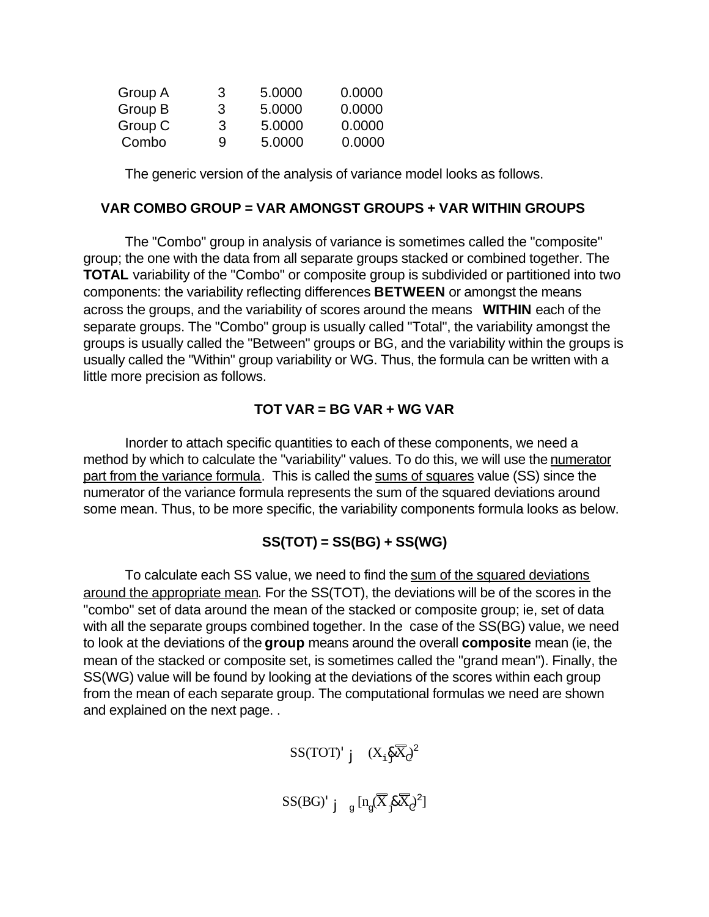| Group A | 3 | 5.0000 | 0.0000 |
|---|---|---|---|
| Group B | 3 | 5.0000 | 0.0000 |
| Group C | 3 | 5.0000 | 0.0000 |
| Combo | 9 | 5.0000 | 0.0000 |

The generic version of the analysis of variance model looks as follows.

**VAR COMBO GROUP = VAR AMONGST GROUPS + VAR WITHIN GROUPS**

The "Combo" group in analysis of variance is sometimes called the "composite" group; the one with the data from all separate groups stacked or combined together. The **TOTAL** variability of the "Combo" or composite group is subdivided or partitioned into two components: the variability reflecting differences **BETWEEN** or amongst the means across the groups, and the variability of scores around the means **WITHIN** each of the separate groups. The "Combo" group is usually called "Total", the variability amongst the groups is usually called the "Between" groups or BG, and the variability within the groups is usually called the "Within" group variability or WG. Thus, the formula can be written with a little more precision as follows.

**TOT VAR = BG VAR + WG VAR**

Inorder to attach specific quantities to each of these components, we need a method by which to calculate the "variability" values. To do this, we will use the numerator part from the variance formula. This is called the sums of squares value (SS) since the numerator of the variance formula represents the sum of the squared deviations around some mean. Thus, to be more specific, the variability components formula looks as below.

**SS(TOT) = SS(BG) + SS(WG)**

To calculate each SS value, we need to find the sum of the squared deviations around the appropriate mean. For the SS(TOT), the deviations will be of the scores in the "combo" set of data around the mean of the stacked or composite group; ie, set of data with all the separate groups combined together. In the case of the SS(BG) value, we need to look at the deviations of the **group** means around the overall **composite** mean (ie, the mean of the stacked or composite set, is sometimes called the "grand mean"). Finally, the SS(WG) value will be found by looking at the deviations of the scores within each group from the mean of each separate group. The computational formulas we need are shown and explained on the next page. .

$$SS(TOT) = \sum (X_{ij} - \overline{X}_C)^2$$

$$SS(BG) = \sum_g [n_g(\overline{X}_j - \overline{X}_C)^2]$$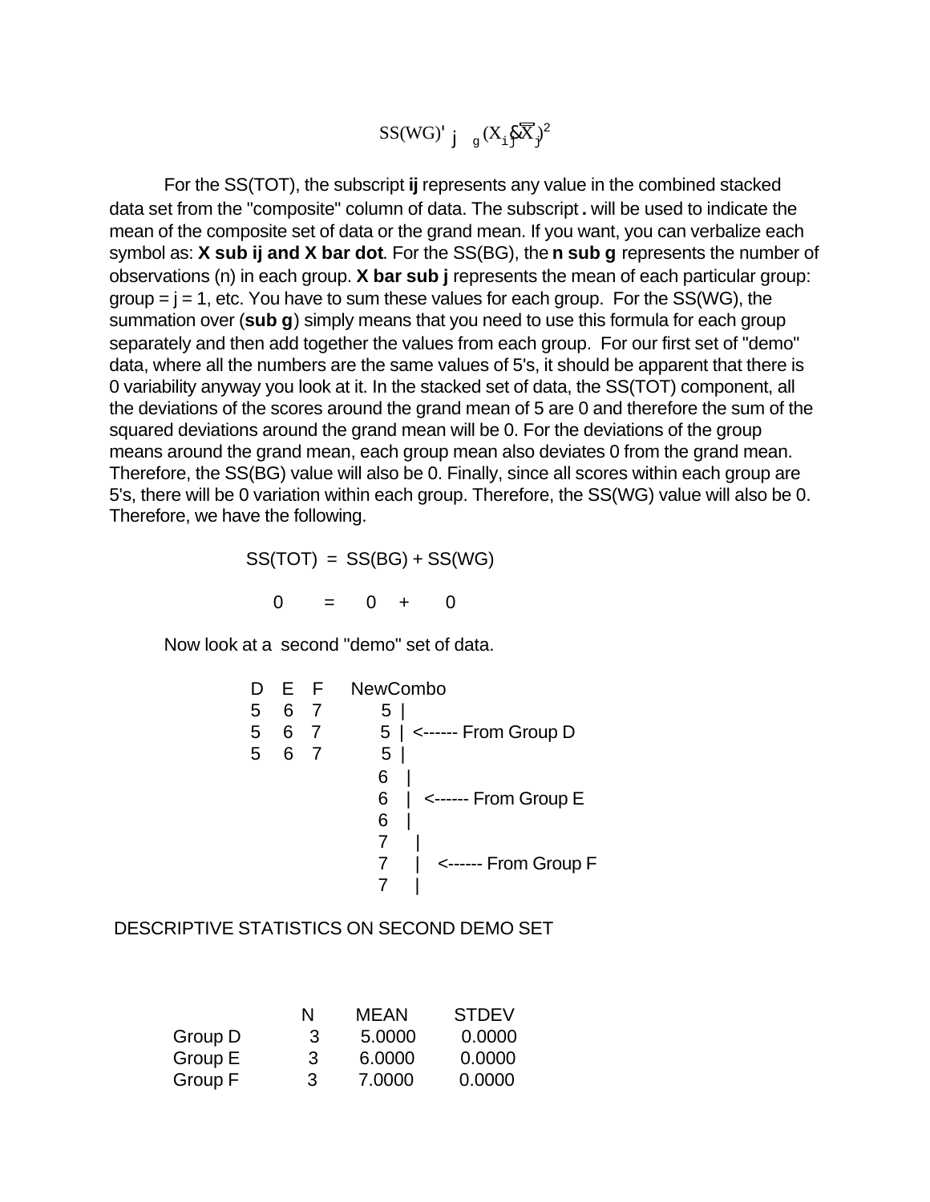$$SS(WG) = \sum_{j} \sum_{g} (X_{ij} - \overline{X}_{j})^2$$

For the SS(TOT), the subscript **ij** represents any value in the combined stacked data set from the "composite" column of data. The subscript **.** will be used to indicate the mean of the composite set of data or the grand mean. If you want, you can verbalize each symbol as: **X sub ij and X bar dot**. For the SS(BG), the **n sub g** represents the number of observations (n) in each group. **X bar sub j** represents the mean of each particular group: group = j = 1, etc. You have to sum these values for each group. For the SS(WG), the summation over (**sub g**) simply means that you need to use this formula for each group separately and then add together the values from each group. For our first set of "demo" data, where all the numbers are the same values of 5's, it should be apparent that there is 0 variability anyway you look at it. In the stacked set of data, the SS(TOT) component, all the deviations of the scores around the grand mean of 5 are 0 and therefore the sum of the squared deviations around the grand mean will be 0. For the deviations of the group means around the grand mean, each group mean also deviates 0 from the grand mean. Therefore, the SS(BG) value will also be 0. Finally, since all scores within each group are 5's, there will be 0 variation within each group. Therefore, the SS(WG) value will also be 0. Therefore, we have the following.

SS(TOT) = SS(BG) + SS(WG)

0 = 0 + 0

Now look at a second "demo" set of data.

```
D   E   F     NewCombo
5   6   7        5  |
5   6   7        5  |  <------ From Group D
5   6   7        5  |
                 6  |
                 6  |  <------ From Group E
                 6  |
                 7  |
                 7  |  <------ From Group F
                 7  |
```

DESCRIPTIVE STATISTICS ON SECOND DEMO SET

| | N | MEAN | STDEV |
|---|---|---|---|
| Group D | 3 | 5.0000 | 0.0000 |
| Group E | 3 | 6.0000 | 0.0000 |
| Group F | 3 | 7.0000 | 0.0000 |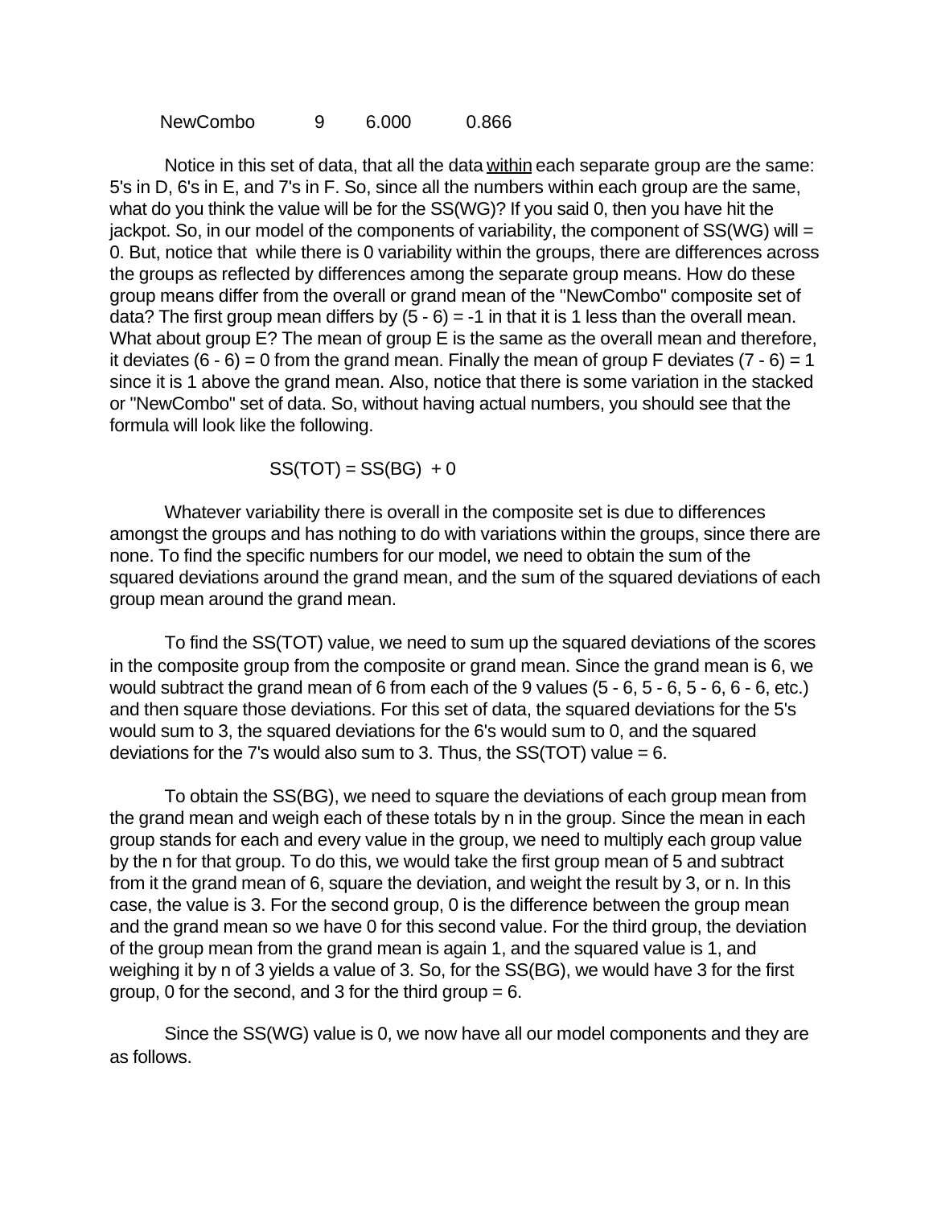| NewCombo | 9 | 6.000 | 0.866 |
|---|---|---|---|

Notice in this set of data, that all the data <u>within</u> each separate group are the same: 5's in D, 6's in E, and 7's in F. So, since all the numbers within each group are the same, what do you think the value will be for the SS(WG)? If you said 0, then you have hit the jackpot. So, in our model of the components of variability, the component of SS(WG) will = 0. But, notice that while there is 0 variability within the groups, there are differences across the groups as reflected by differences among the separate group means. How do these group means differ from the overall or grand mean of the "NewCombo" composite set of data? The first group mean differs by (5 - 6) = -1 in that it is 1 less than the overall mean. What about group E? The mean of group E is the same as the overall mean and therefore, it deviates (6 - 6) = 0 from the grand mean. Finally the mean of group F deviates (7 - 6) = 1 since it is 1 above the grand mean. Also, notice that there is some variation in the stacked or "NewCombo" set of data. So, without having actual numbers, you should see that the formula will look like the following.

$$SS(TOT) = SS(BG) + 0$$

Whatever variability there is overall in the composite set is due to differences amongst the groups and has nothing to do with variations within the groups, since there are none. To find the specific numbers for our model, we need to obtain the sum of the squared deviations around the grand mean, and the sum of the squared deviations of each group mean around the grand mean.

To find the SS(TOT) value, we need to sum up the squared deviations of the scores in the composite group from the composite or grand mean. Since the grand mean is 6, we would subtract the grand mean of 6 from each of the 9 values (5 - 6, 5 - 6, 5 - 6, 6 - 6, etc.) and then square those deviations. For this set of data, the squared deviations for the 5's would sum to 3, the squared deviations for the 6's would sum to 0, and the squared deviations for the 7's would also sum to 3. Thus, the SS(TOT) value = 6.

To obtain the SS(BG), we need to square the deviations of each group mean from the grand mean and weigh each of these totals by n in the group. Since the mean in each group stands for each and every value in the group, we need to multiply each group value by the n for that group. To do this, we would take the first group mean of 5 and subtract from it the grand mean of 6, square the deviation, and weight the result by 3, or n. In this case, the value is 3. For the second group, 0 is the difference between the group mean and the grand mean so we have 0 for this second value. For the third group, the deviation of the group mean from the grand mean is again 1, and the squared value is 1, and weighing it by n of 3 yields a value of 3. So, for the SS(BG), we would have 3 for the first group, 0 for the second, and 3 for the third group = 6.

Since the SS(WG) value is 0, we now have all our model components and they are as follows.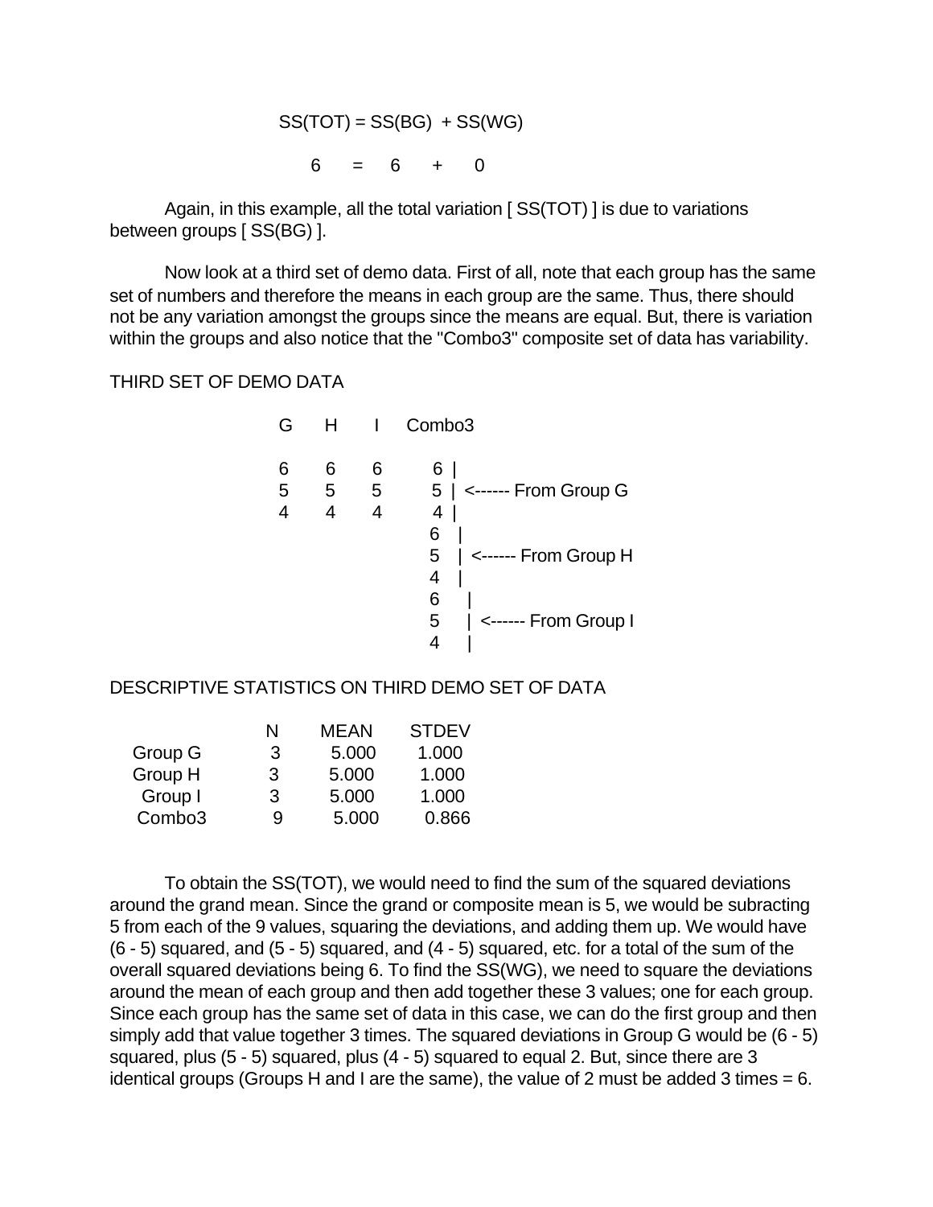SS(TOT) = SS(BG) + SS(WG)

6 = 6 + 0

Again, in this example, all the total variation [ SS(TOT) ] is due to variations between groups [ SS(BG) ].

Now look at a third set of demo data. First of all, note that each group has the same set of numbers and therefore the means in each group are the same. Thus, there should not be any variation amongst the groups since the means are equal. But, there is variation within the groups and also notice that the "Combo3" composite set of data has variability.

THIRD SET OF DEMO DATA

| G | H | I | Combo3 | |
|---|---|---|---|---|
| 6 | 6 | 6 | 6 | |
| 5 | 5 | 5 | 5 | <------ From Group G |
| 4 | 4 | 4 | 4 | |
| | | | 6 | |
| | | | 5 | <------ From Group H |
| | | | 4 | |
| | | | 6 | |
| | | | 5 | <------ From Group I |
| | | | 4 | |

DESCRIPTIVE STATISTICS ON THIRD DEMO SET OF DATA

| | N | MEAN | STDEV |
|---|---|---|---|
| Group G | 3 | 5.000 | 1.000 |
| Group H | 3 | 5.000 | 1.000 |
| Group I | 3 | 5.000 | 1.000 |
| Combo3 | 9 | 5.000 | 0.866 |

To obtain the SS(TOT), we would need to find the sum of the squared deviations around the grand mean. Since the grand or composite mean is 5, we would be subracting 5 from each of the 9 values, squaring the deviations, and adding them up. We would have (6 - 5) squared, and (5 - 5) squared, and (4 - 5) squared, etc. for a total of the sum of the overall squared deviations being 6. To find the SS(WG), we need to square the deviations around the mean of each group and then add together these 3 values; one for each group. Since each group has the same set of data in this case, we can do the first group and then simply add that value together 3 times. The squared deviations in Group G would be (6 - 5) squared, plus (5 - 5) squared, plus (4 - 5) squared to equal 2. But, since there are 3 identical groups (Groups H and I are the same), the value of 2 must be added 3 times = 6.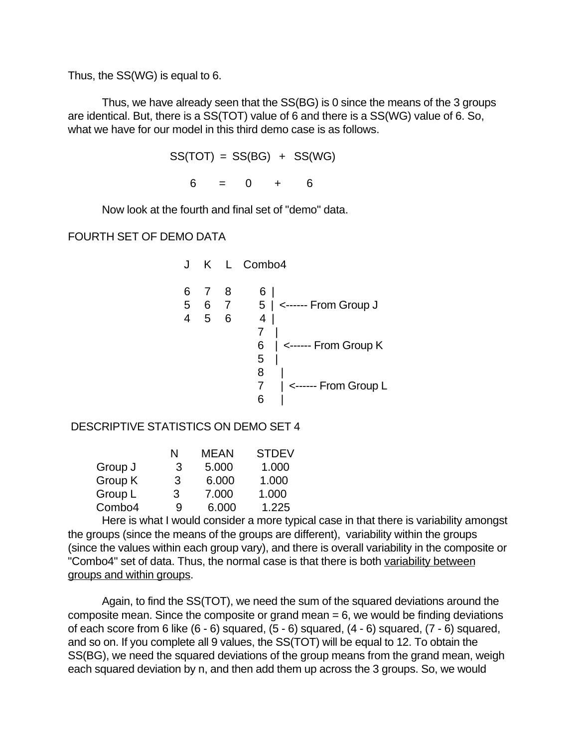Thus, the SS(WG) is equal to 6.

Thus, we have already seen that the SS(BG) is 0 since the means of the 3 groups are identical. But, there is a SS(TOT) value of 6 and there is a SS(WG) value of 6. So, what we have for our model in this third demo case is as follows.

$$SS(TOT) = SS(BG) + SS(WG)$$

$$6 = 0 + 6$$

Now look at the fourth and final set of "demo" data.

FOURTH SET OF DEMO DATA

```
J    K    L    Combo4

6    7    8       6  |
5    6    7       5  |  <------ From Group J
4    5    6       4  |
                  7   |
                  6   |  <------ From Group K
                  5   |
                  8    |
                  7    |  <------ From Group L
                  6    |
```

DESCRIPTIVE STATISTICS ON DEMO SET 4

| | N | MEAN | STDEV |
|---|---|---|---|
| Group J | 3 | 5.000 | 1.000 |
| Group K | 3 | 6.000 | 1.000 |
| Group L | 3 | 7.000 | 1.000 |
| Combo4 | 9 | 6.000 | 1.225 |

Here is what I would consider a more typical case in that there is variability amongst the groups (since the means of the groups are different), variability within the groups (since the values within each group vary), and there is overall variability in the composite or "Combo4" set of data. Thus, the normal case is that there is both variability between groups and within groups.

Again, to find the SS(TOT), we need the sum of the squared deviations around the composite mean. Since the composite or grand mean = 6, we would be finding deviations of each score from 6 like (6 - 6) squared, (5 - 6) squared, (4 - 6) squared, (7 - 6) squared, and so on. If you complete all 9 values, the SS(TOT) will be equal to 12. To obtain the SS(BG), we need the squared deviations of the group means from the grand mean, weigh each squared deviation by n, and then add them up across the 3 groups. So, we would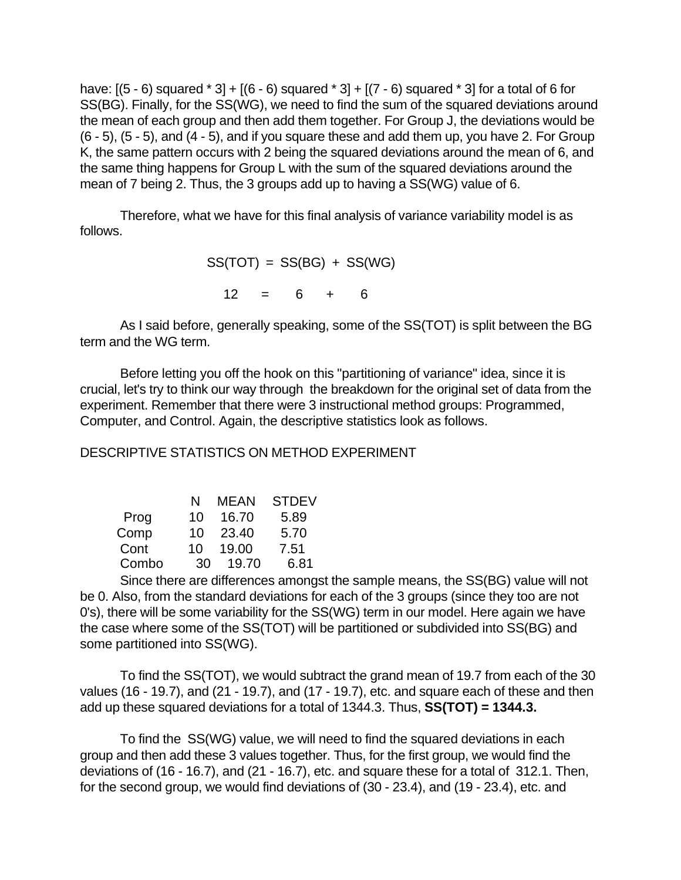have: [(5 - 6) squared * 3] + [(6 - 6) squared * 3] + [(7 - 6) squared * 3] for a total of 6 for SS(BG). Finally, for the SS(WG), we need to find the sum of the squared deviations around the mean of each group and then add them together. For Group J, the deviations would be (6 - 5), (5 - 5), and (4 - 5), and if you square these and add them up, you have 2. For Group K, the same pattern occurs with 2 being the squared deviations around the mean of 6, and the same thing happens for Group L with the sum of the squared deviations around the mean of 7 being 2. Thus, the 3 groups add up to having a SS(WG) value of 6.

Therefore, what we have for this final analysis of variance variability model is as follows.

$$SS(TOT) = SS(BG) + SS(WG)$$

$$12 = 6 + 6$$

As I said before, generally speaking, some of the SS(TOT) is split between the BG term and the WG term.

Before letting you off the hook on this "partitioning of variance" idea, since it is crucial, let's try to think our way through the breakdown for the original set of data from the experiment. Remember that there were 3 instructional method groups: Programmed, Computer, and Control. Again, the descriptive statistics look as follows.

DESCRIPTIVE STATISTICS ON METHOD EXPERIMENT

| | N | MEAN | STDEV |
|---|---|---|---|
| Prog | 10 | 16.70 | 5.89 |
| Comp | 10 | 23.40 | 5.70 |
| Cont | 10 | 19.00 | 7.51 |
| Combo | 30 | 19.70 | 6.81 |

Since there are differences amongst the sample means, the SS(BG) value will not be 0. Also, from the standard deviations for each of the 3 groups (since they too are not 0's), there will be some variability for the SS(WG) term in our model. Here again we have the case where some of the SS(TOT) will be partitioned or subdivided into SS(BG) and some partitioned into SS(WG).

To find the SS(TOT), we would subtract the grand mean of 19.7 from each of the 30 values (16 - 19.7), and (21 - 19.7), and (17 - 19.7), etc. and square each of these and then add up these squared deviations for a total of 1344.3. Thus, **SS(TOT) = 1344.3.**

To find the SS(WG) value, we will need to find the squared deviations in each group and then add these 3 values together. Thus, for the first group, we would find the deviations of (16 - 16.7), and (21 - 16.7), etc. and square these for a total of 312.1. Then, for the second group, we would find deviations of (30 - 23.4), and (19 - 23.4), etc. and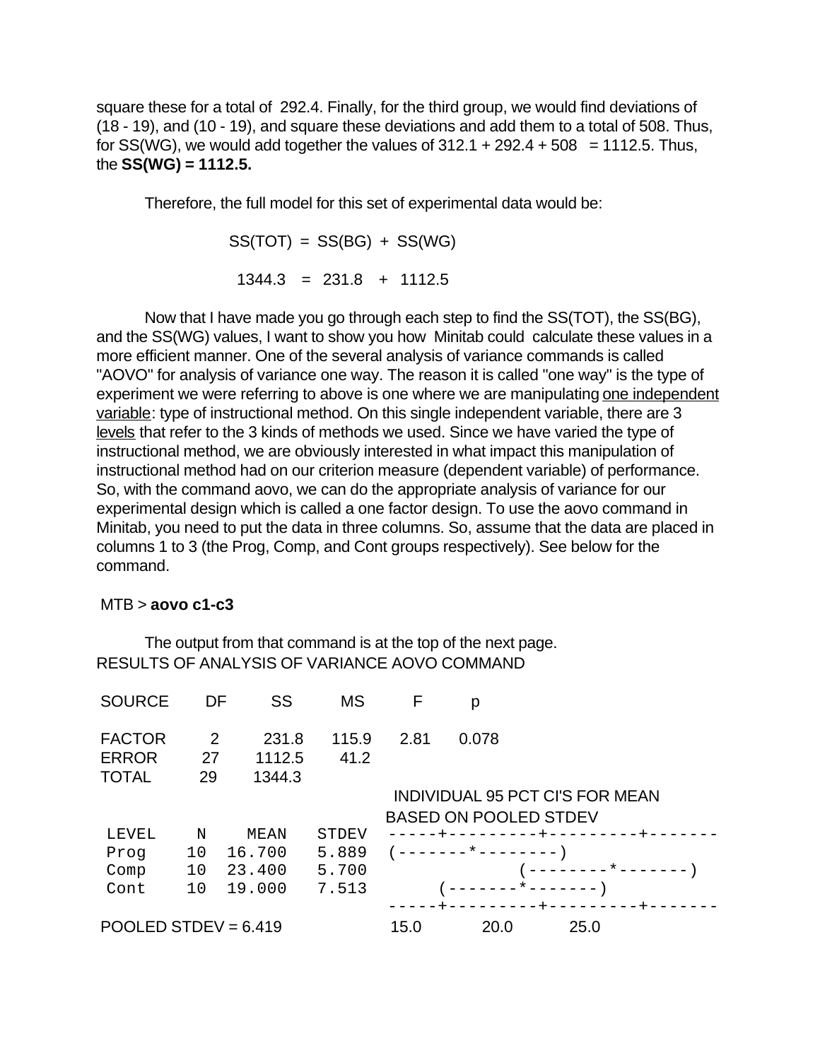square these for a total of 292.4. Finally, for the third group, we would find deviations of (18 - 19), and (10 - 19), and square these deviations and add them to a total of 508. Thus, for SS(WG), we would add together the values of 312.1 + 292.4 + 508 = 1112.5. Thus, the **SS(WG) = 1112.5.**

Therefore, the full model for this set of experimental data would be:

$$SS(TOT) = SS(BG) + SS(WG)$$

$$1344.3 = 231.8 + 1112.5$$

Now that I have made you go through each step to find the SS(TOT), the SS(BG), and the SS(WG) values, I want to show you how Minitab could calculate these values in a more efficient manner. One of the several analysis of variance commands is called "AOVO" for analysis of variance one way. The reason it is called "one way" is the type of experiment we were referring to above is one where we are manipulating <u>one independent variable</u>: type of instructional method. On this single independent variable, there are 3 <u>levels</u> that refer to the 3 kinds of methods we used. Since we have varied the type of instructional method, we are obviously interested in what impact this manipulation of instructional method had on our criterion measure (dependent variable) of performance. So, with the command aovo, we can do the appropriate analysis of variance for our experimental design which is called a one factor design. To use the aovo command in Minitab, you need to put the data in three columns. So, assume that the data are placed in columns 1 to 3 (the Prog, Comp, and Cont groups respectively). See below for the command.

MTB > **aovo c1-c3**

The output from that command is at the top of the next page.

RESULTS OF ANALYSIS OF VARIANCE AOVO COMMAND

| SOURCE | DF | SS | MS | F | p |
|---|---|---|---|---|---|
| FACTOR | 2 | 231.8 | 115.9 | 2.81 | 0.078 |
| ERROR | 27 | 1112.5 | 41.2 | | |
| TOTAL | 29 | 1344.3 | | | |

```
                                  INDIVIDUAL 95 PCT CI'S FOR MEAN
                                  BASED ON POOLED STDEV
LEVEL    N    MEAN    STDEV  -----+---------+---------+-------
Prog    10  16.700    5.889  (-------*--------)
Comp    10  23.400    5.700               (--------*-------)
Cont    10  19.000    7.513       (-------*-------)
                             -----+---------+---------+-------
POOLED STDEV = 6.419             15.0      20.0      25.0
```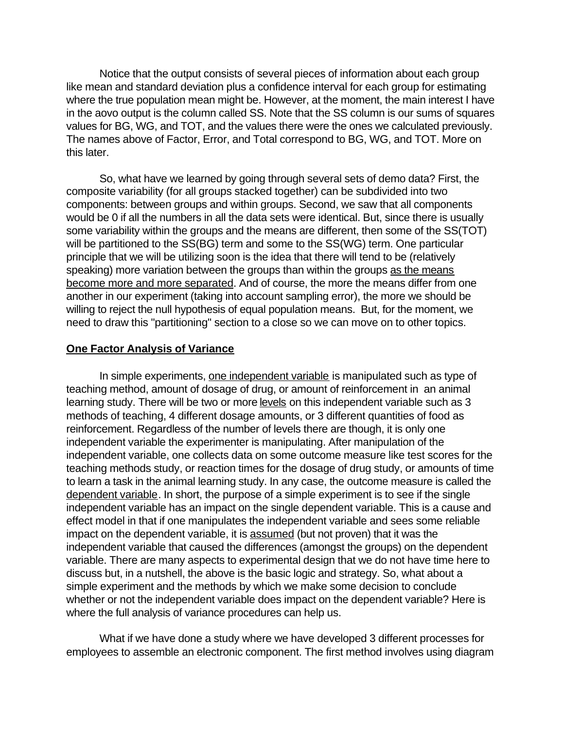Notice that the output consists of several pieces of information about each group like mean and standard deviation plus a confidence interval for each group for estimating where the true population mean might be. However, at the moment, the main interest I have in the aovo output is the column called SS. Note that the SS column is our sums of squares values for BG, WG, and TOT, and the values there were the ones we calculated previously. The names above of Factor, Error, and Total correspond to BG, WG, and TOT. More on this later.

So, what have we learned by going through several sets of demo data? First, the composite variability (for all groups stacked together) can be subdivided into two components: between groups and within groups. Second, we saw that all components would be 0 if all the numbers in all the data sets were identical. But, since there is usually some variability within the groups and the means are different, then some of the SS(TOT) will be partitioned to the SS(BG) term and some to the SS(WG) term. One particular principle that we will be utilizing soon is the idea that there will tend to be (relatively speaking) more variation between the groups than within the groups as the means become more and more separated. And of course, the more the means differ from one another in our experiment (taking into account sampling error), the more we should be willing to reject the null hypothesis of equal population means. But, for the moment, we need to draw this "partitioning" section to a close so we can move on to other topics.

## One Factor Analysis of Variance

In simple experiments, one independent variable is manipulated such as type of teaching method, amount of dosage of drug, or amount of reinforcement in an animal learning study. There will be two or more levels on this independent variable such as 3 methods of teaching, 4 different dosage amounts, or 3 different quantities of food as reinforcement. Regardless of the number of levels there are though, it is only one independent variable the experimenter is manipulating. After manipulation of the independent variable, one collects data on some outcome measure like test scores for the teaching methods study, or reaction times for the dosage of drug study, or amounts of time to learn a task in the animal learning study. In any case, the outcome measure is called the dependent variable. In short, the purpose of a simple experiment is to see if the single independent variable has an impact on the single dependent variable. This is a cause and effect model in that if one manipulates the independent variable and sees some reliable impact on the dependent variable, it is assumed (but not proven) that it was the independent variable that caused the differences (amongst the groups) on the dependent variable. There are many aspects to experimental design that we do not have time here to discuss but, in a nutshell, the above is the basic logic and strategy. So, what about a simple experiment and the methods by which we make some decision to conclude whether or not the independent variable does impact on the dependent variable? Here is where the full analysis of variance procedures can help us.

What if we have done a study where we have developed 3 different processes for employees to assemble an electronic component. The first method involves using diagram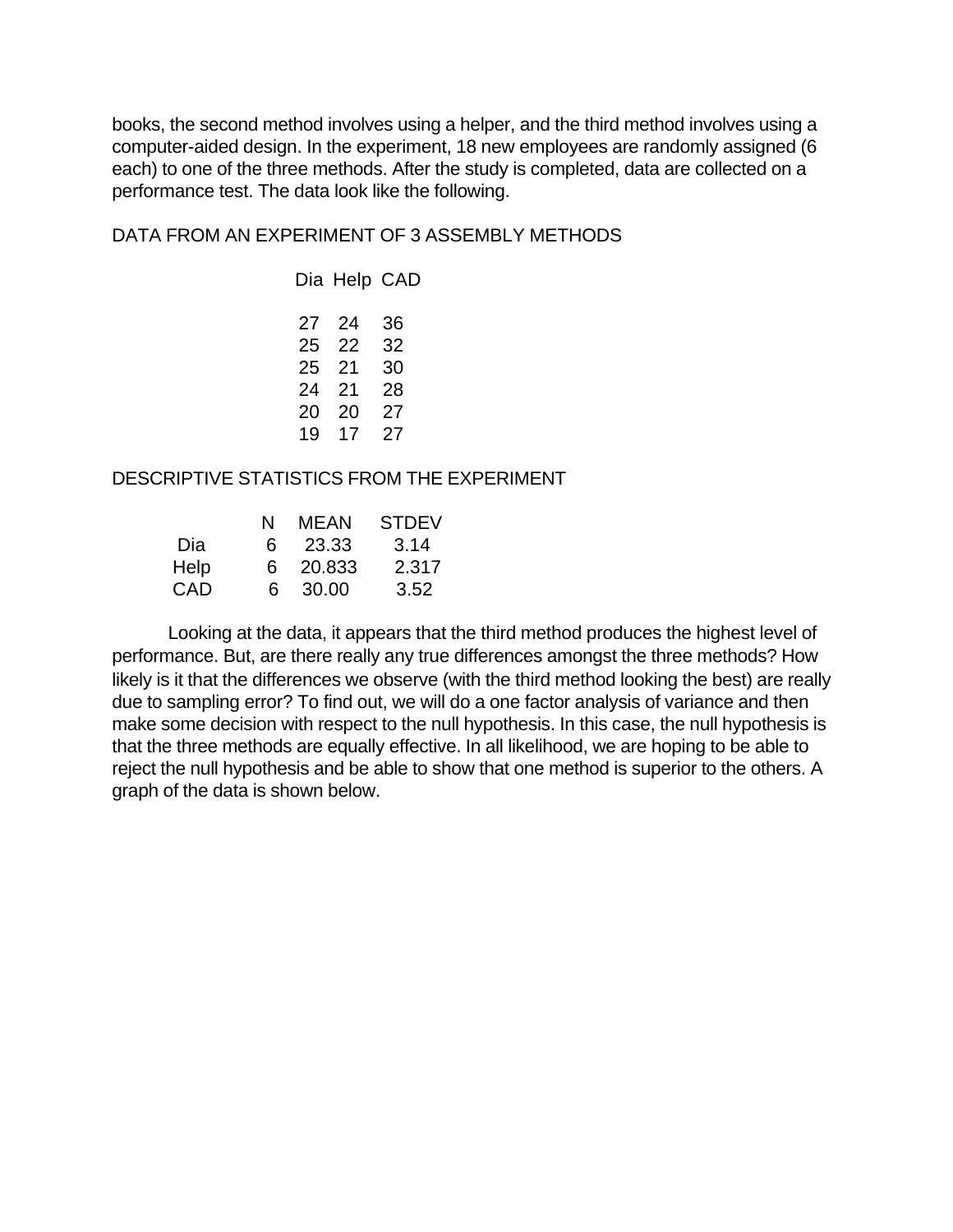books, the second method involves using a helper, and the third method involves using a computer-aided design. In the experiment, 18 new employees are randomly assigned (6 each) to one of the three methods. After the study is completed, data are collected on a performance test. The data look like the following.

DATA FROM AN EXPERIMENT OF 3 ASSEMBLY METHODS

| Dia | Help | CAD |
|---|---|---|
| 27 | 24 | 36 |
| 25 | 22 | 32 |
| 25 | 21 | 30 |
| 24 | 21 | 28 |
| 20 | 20 | 27 |
| 19 | 17 | 27 |

DESCRIPTIVE STATISTICS FROM THE EXPERIMENT

| | N | MEAN | STDEV |
|---|---|---|---|
| Dia | 6 | 23.33 | 3.14 |
| Help | 6 | 20.833 | 2.317 |
| CAD | 6 | 30.00 | 3.52 |

Looking at the data, it appears that the third method produces the highest level of performance. But, are there really any true differences amongst the three methods? How likely is it that the differences we observe (with the third method looking the best) are really due to sampling error? To find out, we will do a one factor analysis of variance and then make some decision with respect to the null hypothesis. In this case, the null hypothesis is that the three methods are equally effective. In all likelihood, we are hoping to be able to reject the null hypothesis and be able to show that one method is superior to the others. A graph of the data is shown below.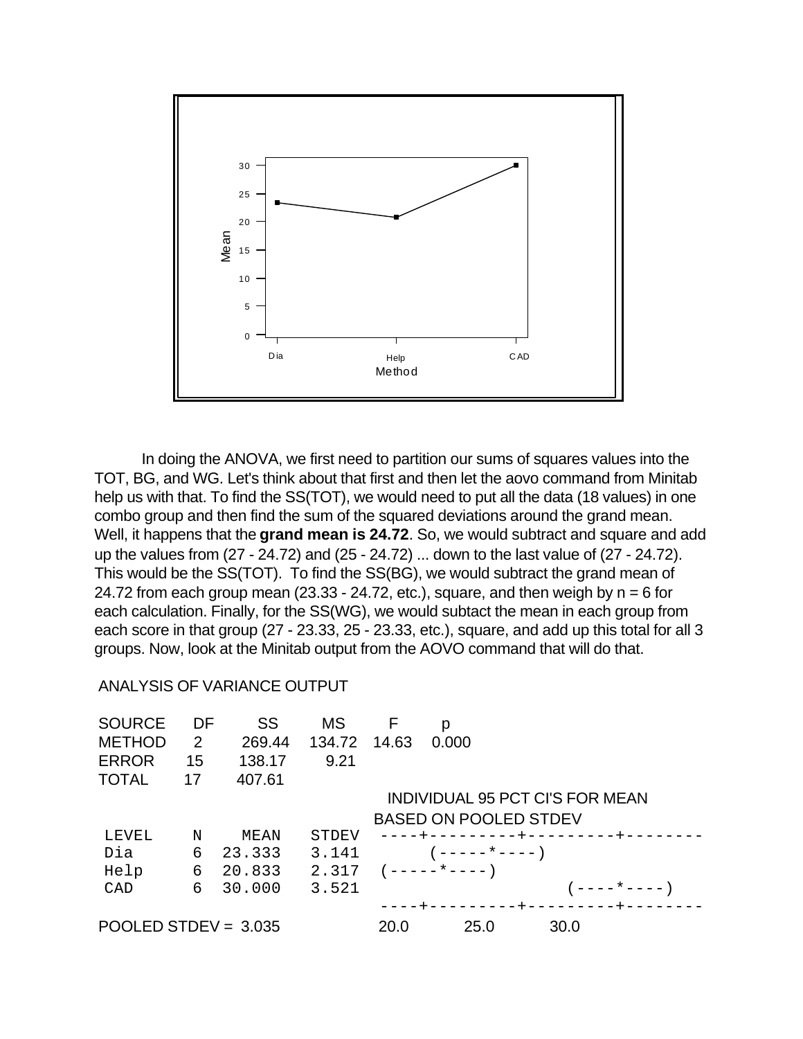In doing the ANOVA, we first need to partition our sums of squares values into the TOT, BG, and WG. Let's think about that first and then let the aovo command from Minitab help us with that. To find the SS(TOT), we would need to put all the data (18 values) in one combo group and then find the sum of the squared deviations around the grand mean. Well, it happens that the **grand mean is 24.72**. So, we would subtract and square and add up the values from (27 - 24.72) and (25 - 24.72) ... down to the last value of (27 - 24.72). This would be the SS(TOT). To find the SS(BG), we would subtract the grand mean of 24.72 from each group mean (23.33 - 24.72, etc.), square, and then weigh by n = 6 for each calculation. Finally, for the SS(WG), we would subtact the mean in each group from each score in that group (27 - 23.33, 25 - 23.33, etc.), square, and add up this total for all 3 groups. Now, look at the Minitab output from the AOVO command that will do that.

ANALYSIS OF VARIANCE OUTPUT

| SOURCE | DF | SS | MS | F | p |
|---|---|---|---|---|---|
| METHOD | 2 | 269.44 | 134.72 | 14.63 | 0.000 |
| ERROR | 15 | 138.17 | 9.21 | | |
| TOTAL | 17 | 407.61 | | | |

```
                                    INDIVIDUAL 95 PCT CI'S FOR MEAN
                                    BASED ON POOLED STDEV
LEVEL    N    MEAN    STDEV   ----+---------+---------+--------
Dia      6   23.333   3.141        (-----*----)
Help     6   20.833   2.317   (-----*----)
CAD      6   30.000   3.521                       (----*----)
                              ----+---------+---------+--------
POOLED STDEV = 3.035              20.0      25.0      30.0
```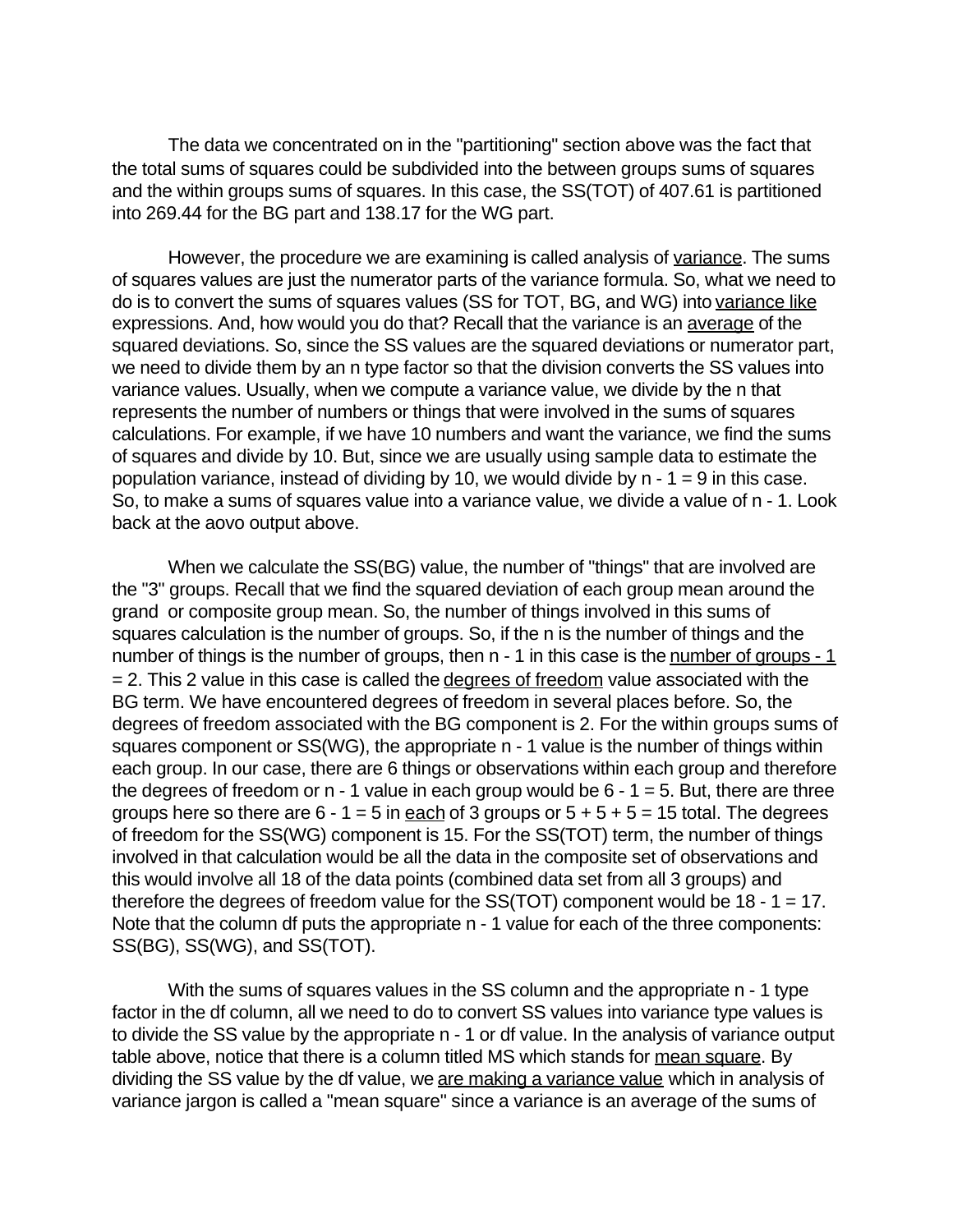The data we concentrated on in the "partitioning" section above was the fact that the total sums of squares could be subdivided into the between groups sums of squares and the within groups sums of squares. In this case, the SS(TOT) of 407.61 is partitioned into 269.44 for the BG part and 138.17 for the WG part.

However, the procedure we are examining is called analysis of <u>variance</u>. The sums of squares values are just the numerator parts of the variance formula. So, what we need to do is to convert the sums of squares values (SS for TOT, BG, and WG) into <u>variance like</u> expressions. And, how would you do that? Recall that the variance is an <u>average</u> of the squared deviations. So, since the SS values are the squared deviations or numerator part, we need to divide them by an n type factor so that the division converts the SS values into variance values. Usually, when we compute a variance value, we divide by the n that represents the number of numbers or things that were involved in the sums of squares calculations. For example, if we have 10 numbers and want the variance, we find the sums of squares and divide by 10. But, since we are usually using sample data to estimate the population variance, instead of dividing by 10, we would divide by n - 1 = 9 in this case. So, to make a sums of squares value into a variance value, we divide a value of n - 1. Look back at the aovo output above.

When we calculate the SS(BG) value, the number of "things" that are involved are the "3" groups. Recall that we find the squared deviation of each group mean around the grand or composite group mean. So, the number of things involved in this sums of squares calculation is the number of groups. So, if the n is the number of things and the number of things is the number of groups, then n - 1 in this case is the <u>number of groups - 1</u> = 2. This 2 value in this case is called the <u>degrees of freedom</u> value associated with the BG term. We have encountered degrees of freedom in several places before. So, the degrees of freedom associated with the BG component is 2. For the within groups sums of squares component or SS(WG), the appropriate n - 1 value is the number of things within each group. In our case, there are 6 things or observations within each group and therefore the degrees of freedom or n - 1 value in each group would be 6 - 1 = 5. But, there are three groups here so there are 6 - 1 = 5 in <u>each</u> of 3 groups or 5 + 5 + 5 = 15 total. The degrees of freedom for the SS(WG) component is 15. For the SS(TOT) term, the number of things involved in that calculation would be all the data in the composite set of observations and this would involve all 18 of the data points (combined data set from all 3 groups) and therefore the degrees of freedom value for the SS(TOT) component would be 18 - 1 = 17. Note that the column df puts the appropriate n - 1 value for each of the three components: SS(BG), SS(WG), and SS(TOT).

With the sums of squares values in the SS column and the appropriate n - 1 type factor in the df column, all we need to do to convert SS values into variance type values is to divide the SS value by the appropriate n - 1 or df value. In the analysis of variance output table above, notice that there is a column titled MS which stands for <u>mean square</u>. By dividing the SS value by the df value, we <u>are making a variance value</u> which in analysis of variance jargon is called a "mean square" since a variance is an average of the sums of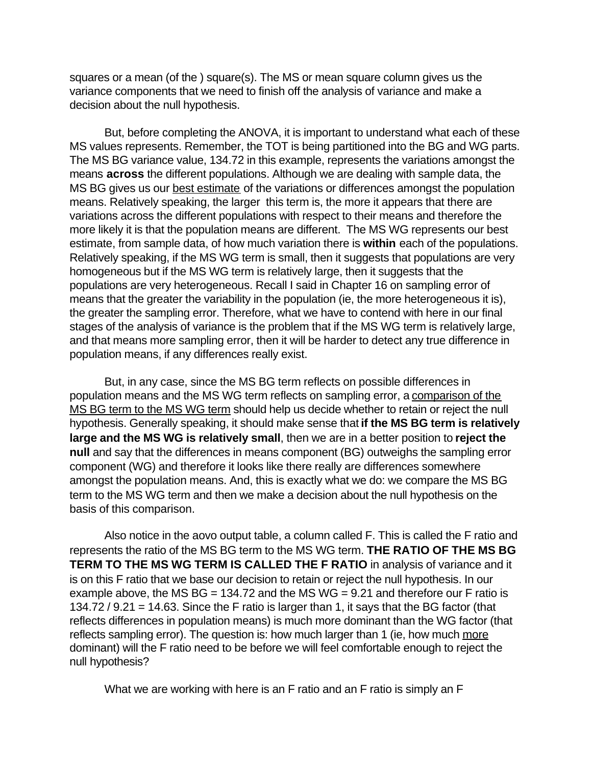squares or a mean (of the ) square(s). The MS or mean square column gives us the variance components that we need to finish off the analysis of variance and make a decision about the null hypothesis.

But, before completing the ANOVA, it is important to understand what each of these MS values represents. Remember, the TOT is being partitioned into the BG and WG parts. The MS BG variance value, 134.72 in this example, represents the variations amongst the means **across** the different populations. Although we are dealing with sample data, the MS BG gives us our <u>best estimate</u> of the variations or differences amongst the population means. Relatively speaking, the larger this term is, the more it appears that there are variations across the different populations with respect to their means and therefore the more likely it is that the population means are different. The MS WG represents our best estimate, from sample data, of how much variation there is **within** each of the populations. Relatively speaking, if the MS WG term is small, then it suggests that populations are very homogeneous but if the MS WG term is relatively large, then it suggests that the populations are very heterogeneous. Recall I said in Chapter 16 on sampling error of means that the greater the variability in the population (ie, the more heterogeneous it is), the greater the sampling error. Therefore, what we have to contend with here in our final stages of the analysis of variance is the problem that if the MS WG term is relatively large, and that means more sampling error, then it will be harder to detect any true difference in population means, if any differences really exist.

But, in any case, since the MS BG term reflects on possible differences in population means and the MS WG term reflects on sampling error, a <u>comparison of the MS BG term to the MS WG term</u> should help us decide whether to retain or reject the null hypothesis. Generally speaking, it should make sense that **if the MS BG term is relatively large and the MS WG is relatively small**, then we are in a better position to **reject the null** and say that the differences in means component (BG) outweighs the sampling error component (WG) and therefore it looks like there really are differences somewhere amongst the population means. And, this is exactly what we do: we compare the MS BG term to the MS WG term and then we make a decision about the null hypothesis on the basis of this comparison.

Also notice in the aovo output table, a column called F. This is called the F ratio and represents the ratio of the MS BG term to the MS WG term. **THE RATIO OF THE MS BG TERM TO THE MS WG TERM IS CALLED THE F RATIO** in analysis of variance and it is on this F ratio that we base our decision to retain or reject the null hypothesis. In our example above, the MS BG = 134.72 and the MS WG = 9.21 and therefore our F ratio is 134.72 / 9.21 = 14.63. Since the F ratio is larger than 1, it says that the BG factor (that reflects differences in population means) is much more dominant than the WG factor (that reflects sampling error). The question is: how much larger than 1 (ie, how much <u>more</u> dominant) will the F ratio need to be before we will feel comfortable enough to reject the null hypothesis?

What we are working with here is an F ratio and an F ratio is simply an F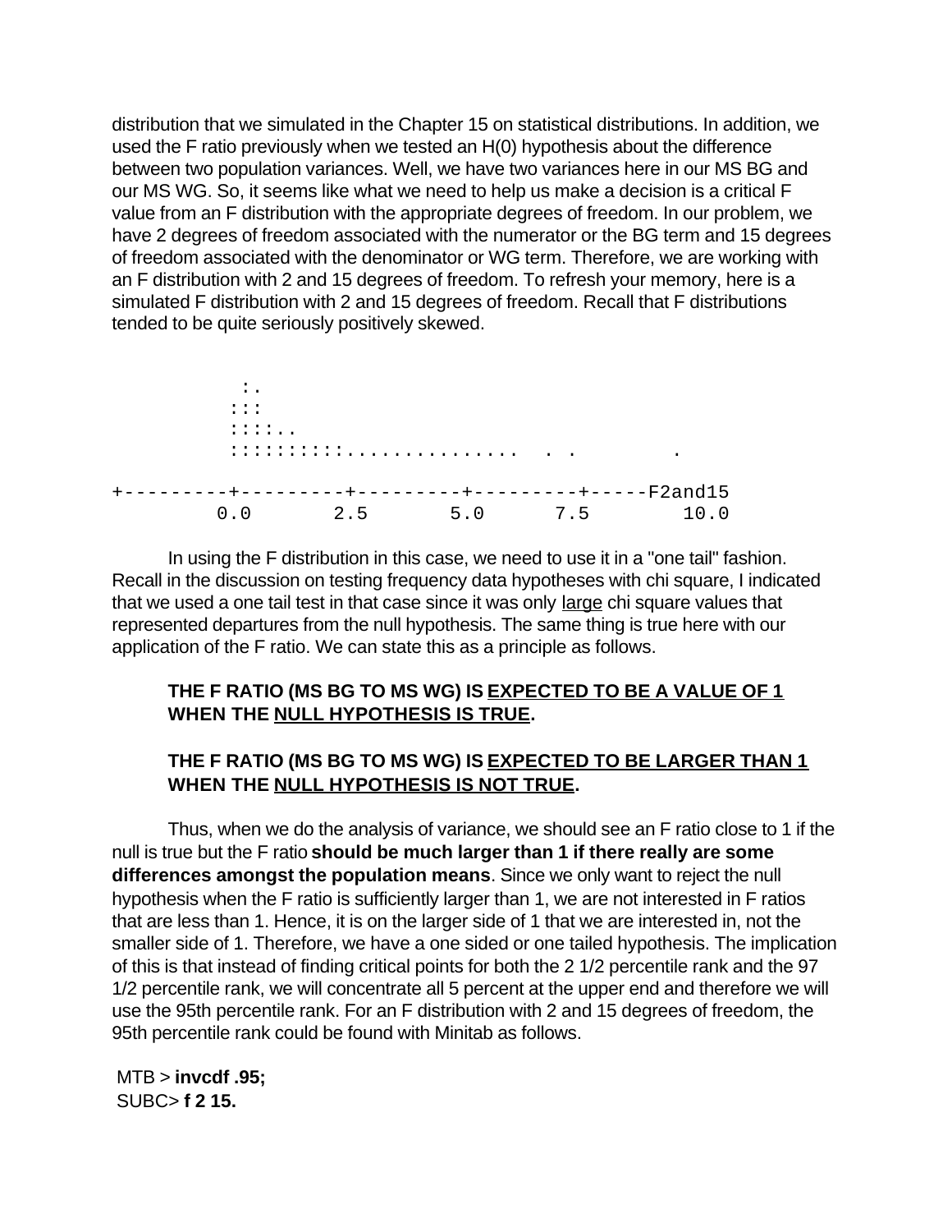distribution that we simulated in the Chapter 15 on statistical distributions. In addition, we used the F ratio previously when we tested an H(0) hypothesis about the difference between two population variances. Well, we have two variances here in our MS BG and our MS WG. So, it seems like what we need to help us make a decision is a critical F value from an F distribution with the appropriate degrees of freedom. In our problem, we have 2 degrees of freedom associated with the numerator or the BG term and 15 degrees of freedom associated with the denominator or WG term. Therefore, we are working with an F distribution with 2 and 15 degrees of freedom. To refresh your memory, here is a simulated F distribution with 2 and 15 degrees of freedom. Recall that F distributions tended to be quite seriously positively skewed.

```
           :.
          :::
          ::::..
          :::::::::...............   . .        .

+---------+---------+---------+---------+-----F2and15
        0.0       2.5       5.0      7.5        10.0
```

In using the F distribution in this case, we need to use it in a "one tail" fashion. Recall in the discussion on testing frequency data hypotheses with chi square, I indicated that we used a one tail test in that case since it was only <u>large</u> chi square values that represented departures from the null hypothesis. The same thing is true here with our application of the F ratio. We can state this as a principle as follows.

**THE F RATIO (MS BG TO MS WG) IS <u>EXPECTED TO BE A VALUE OF 1</u> WHEN THE <u>NULL HYPOTHESIS IS TRUE</u>.**

**THE F RATIO (MS BG TO MS WG) IS <u>EXPECTED TO BE LARGER THAN 1</u> WHEN THE <u>NULL HYPOTHESIS IS NOT TRUE</u>.**

Thus, when we do the analysis of variance, we should see an F ratio close to 1 if the null is true but the F ratio **should be much larger than 1 if there really are some differences amongst the population means**. Since we only want to reject the null hypothesis when the F ratio is sufficiently larger than 1, we are not interested in F ratios that are less than 1. Hence, it is on the larger side of 1 that we are interested in, not the smaller side of 1. Therefore, we have a one sided or one tailed hypothesis. The implication of this is that instead of finding critical points for both the 2 1/2 percentile rank and the 97 1/2 percentile rank, we will concentrate all 5 percent at the upper end and therefore we will use the 95th percentile rank. For an F distribution with 2 and 15 degrees of freedom, the 95th percentile rank could be found with Minitab as follows.

```
MTB > invcdf .95;
SUBC> f 2 15.
```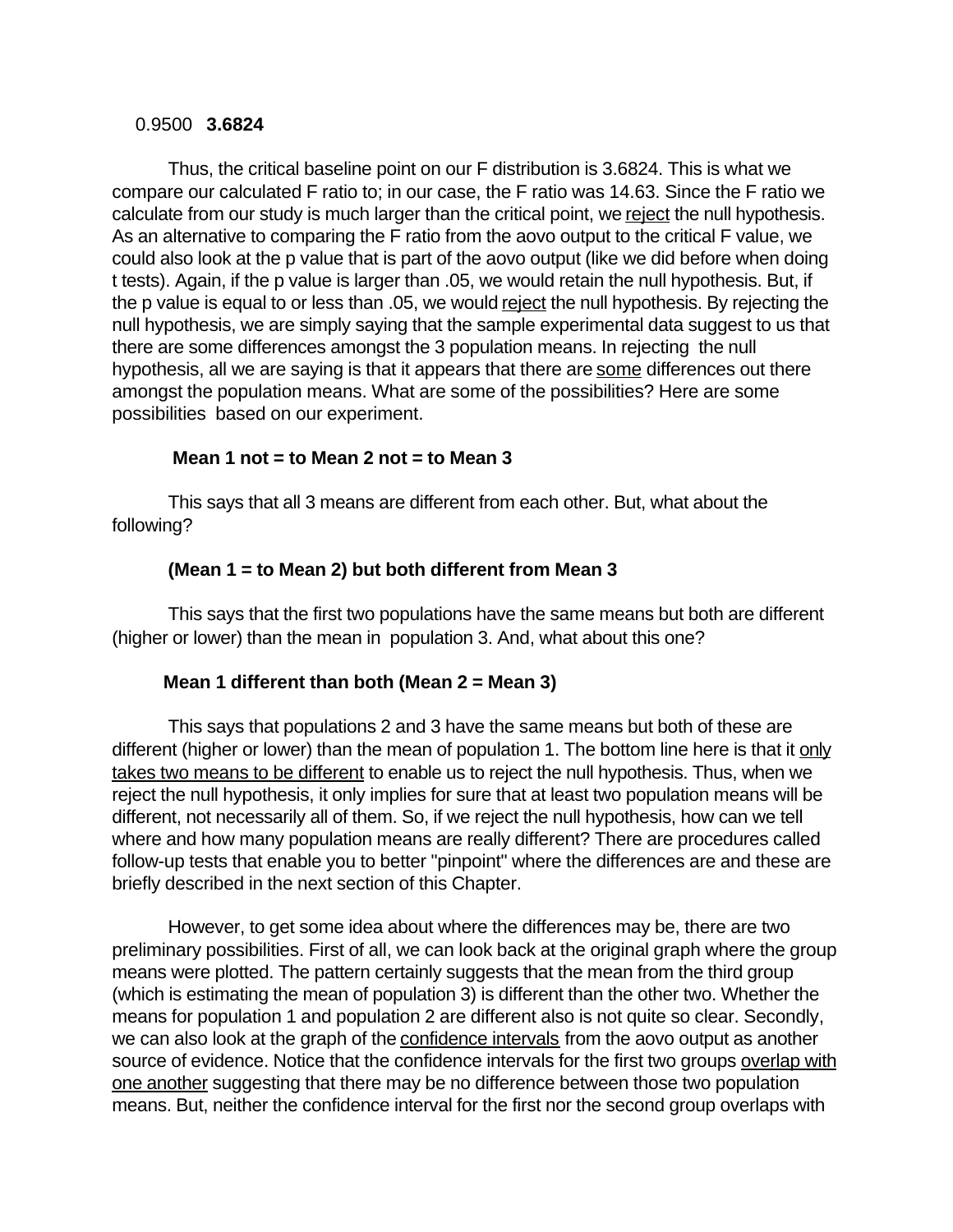0.9500 **3.6824**

Thus, the critical baseline point on our F distribution is 3.6824. This is what we compare our calculated F ratio to; in our case, the F ratio was 14.63. Since the F ratio we calculate from our study is much larger than the critical point, we <u>reject</u> the null hypothesis. As an alternative to comparing the F ratio from the aovo output to the critical F value, we could also look at the p value that is part of the aovo output (like we did before when doing t tests). Again, if the p value is larger than .05, we would retain the null hypothesis. But, if the p value is equal to or less than .05, we would <u>reject</u> the null hypothesis. By rejecting the null hypothesis, we are simply saying that the sample experimental data suggest to us that there are some differences amongst the 3 population means. In rejecting the null hypothesis, all we are saying is that it appears that there are <u>some</u> differences out there amongst the population means. What are some of the possibilities? Here are some possibilities based on our experiment.

**Mean 1 not = to Mean 2 not = to Mean 3**

This says that all 3 means are different from each other. But, what about the following?

**(Mean 1 = to Mean 2) but both different from Mean 3**

This says that the first two populations have the same means but both are different (higher or lower) than the mean in population 3. And, what about this one?

**Mean 1 different than both (Mean 2 = Mean 3)**

This says that populations 2 and 3 have the same means but both of these are different (higher or lower) than the mean of population 1. The bottom line here is that it <u>only takes two means to be different</u> to enable us to reject the null hypothesis. Thus, when we reject the null hypothesis, it only implies for sure that at least two population means will be different, not necessarily all of them. So, if we reject the null hypothesis, how can we tell where and how many population means are really different? There are procedures called follow-up tests that enable you to better "pinpoint" where the differences are and these are briefly described in the next section of this Chapter.

However, to get some idea about where the differences may be, there are two preliminary possibilities. First of all, we can look back at the original graph where the group means were plotted. The pattern certainly suggests that the mean from the third group (which is estimating the mean of population 3) is different than the other two. Whether the means for population 1 and population 2 are different also is not quite so clear. Secondly, we can also look at the graph of the <u>confidence intervals</u> from the aovo output as another source of evidence. Notice that the confidence intervals for the first two groups <u>overlap with one another</u> suggesting that there may be no difference between those two population means. But, neither the confidence interval for the first nor the second group overlaps with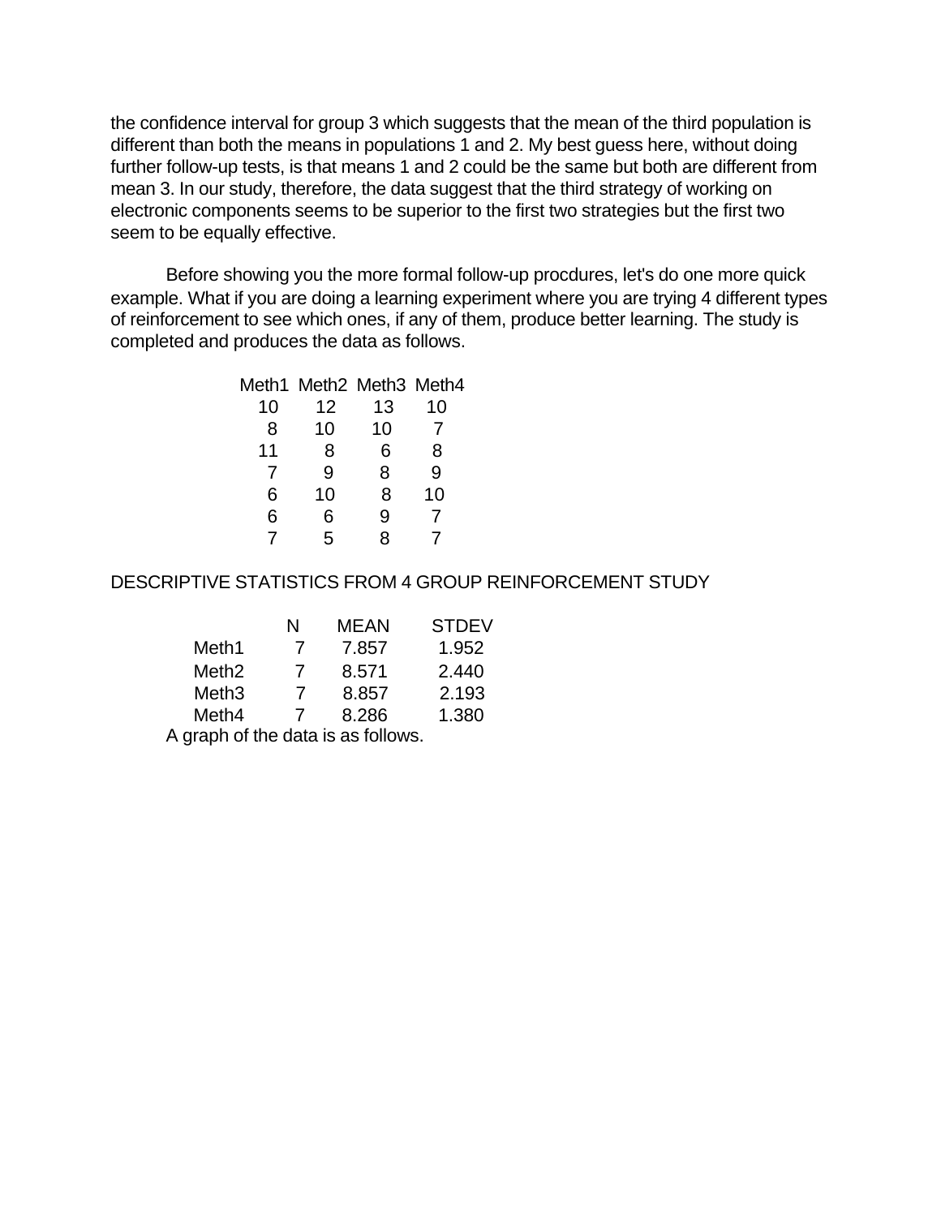the confidence interval for group 3 which suggests that the mean of the third population is different than both the means in populations 1 and 2. My best guess here, without doing further follow-up tests, is that means 1 and 2 could be the same but both are different from mean 3. In our study, therefore, the data suggest that the third strategy of working on electronic components seems to be superior to the first two strategies but the first two seem to be equally effective.

Before showing you the more formal follow-up procdures, let's do one more quick example. What if you are doing a learning experiment where you are trying 4 different types of reinforcement to see which ones, if any of them, produce better learning. The study is completed and produces the data as follows.

| Meth1 | Meth2 | Meth3 | Meth4 |
|---|---|---|---|
| 10 | 12 | 13 | 10 |
| 8 | 10 | 10 | 7 |
| 11 | 8 | 6 | 8 |
| 7 | 9 | 8 | 9 |
| 6 | 10 | 8 | 10 |
| 6 | 6 | 9 | 7 |
| 7 | 5 | 8 | 7 |

DESCRIPTIVE STATISTICS FROM 4 GROUP REINFORCEMENT STUDY

| | N | MEAN | STDEV |
|---|---|---|---|
| Meth1 | 7 | 7.857 | 1.952 |
| Meth2 | 7 | 8.571 | 2.440 |
| Meth3 | 7 | 8.857 | 2.193 |
| Meth4 | 7 | 8.286 | 1.380 |

A graph of the data is as follows.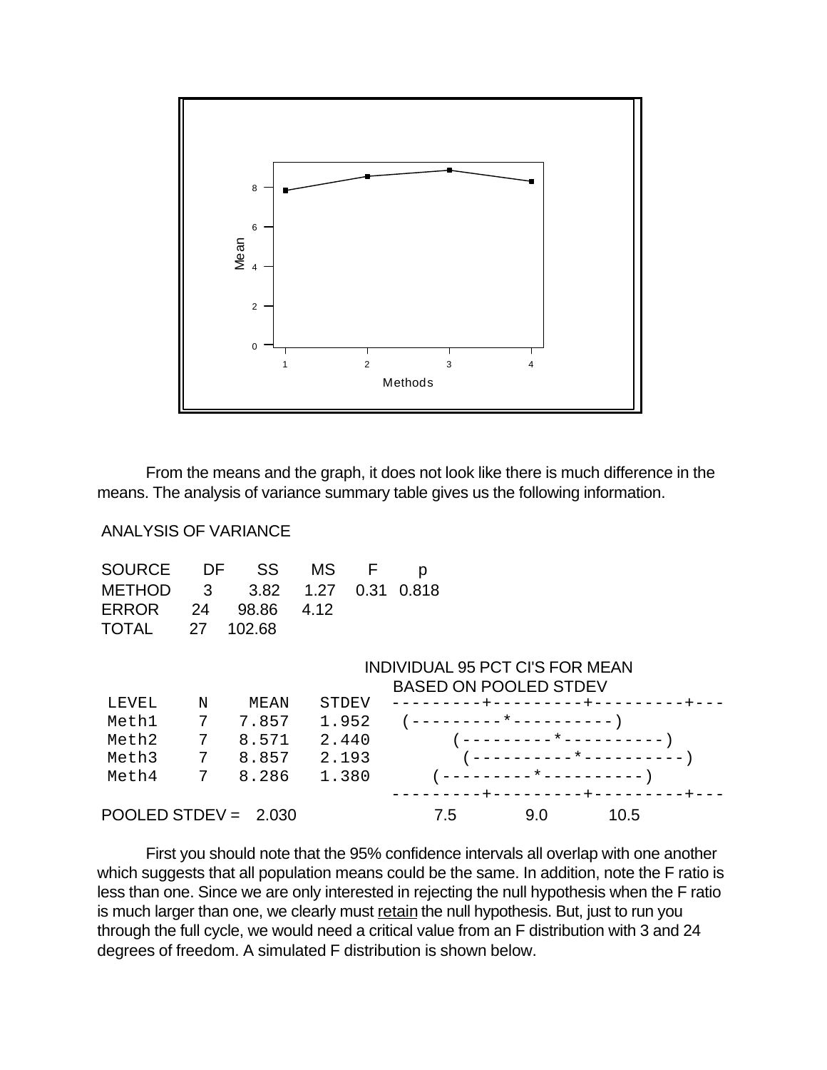From the means and the graph, it does not look like there is much difference in the means. The analysis of variance summary table gives us the following information.

ANALYSIS OF VARIANCE

| SOURCE | DF | SS | MS | F | p |
|---|---|---|---|---|---|
| METHOD | 3 | 3.82 | 1.27 | 0.31 | 0.818 |
| ERROR | 24 | 98.86 | 4.12 | | |
| TOTAL | 27 | 102.68 | | | |

```
                                INDIVIDUAL 95 PCT CI'S FOR MEAN
                                BASED ON POOLED STDEV
LEVEL    N    MEAN    STDEV   ---------+---------+---------+---
Meth1    7   7.857    1.952    (---------*----------)
Meth2    7   8.571    2.440         (---------*----------)
Meth3    7   8.857    2.193          (----------*----------)
Meth4    7   8.286    1.380       (---------*----------)
                              ---------+---------+---------+---
POOLED STDEV =   2.030                7.5       9.0      10.5
```

First you should note that the 95% confidence intervals all overlap with one another which suggests that all population means could be the same. In addition, note the F ratio is less than one. Since we are only interested in rejecting the null hypothesis when the F ratio is much larger than one, we clearly must <u>retain</u> the null hypothesis. But, just to run you through the full cycle, we would need a critical value from an F distribution with 3 and 24 degrees of freedom. A simulated F distribution is shown below.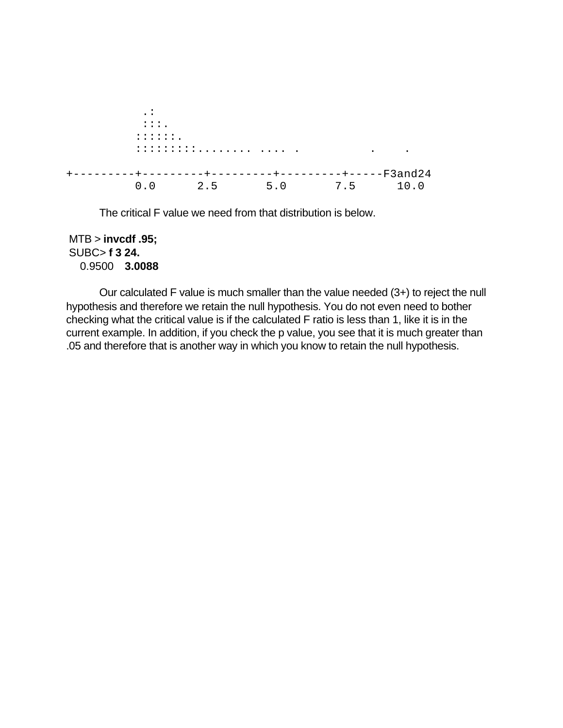```
                .:
                :::.
              :::::::.
              :::::::::......... .... .           .     .

+---------+---------+---------+---------+-----F3and24
          0.0       2.5       5.0       7.5      10.0
```

The critical F value we need from that distribution is below.

```
MTB > invcdf .95;
SUBC> f 3 24.
   0.9500   3.0088
```

Our calculated F value is much smaller than the value needed (3+) to reject the null hypothesis and therefore we retain the null hypothesis. You do not even need to bother checking what the critical value is if the calculated F ratio is less than 1, like it is in the current example. In addition, if you check the p value, you see that it is much greater than .05 and therefore that is another way in which you know to retain the null hypothesis.